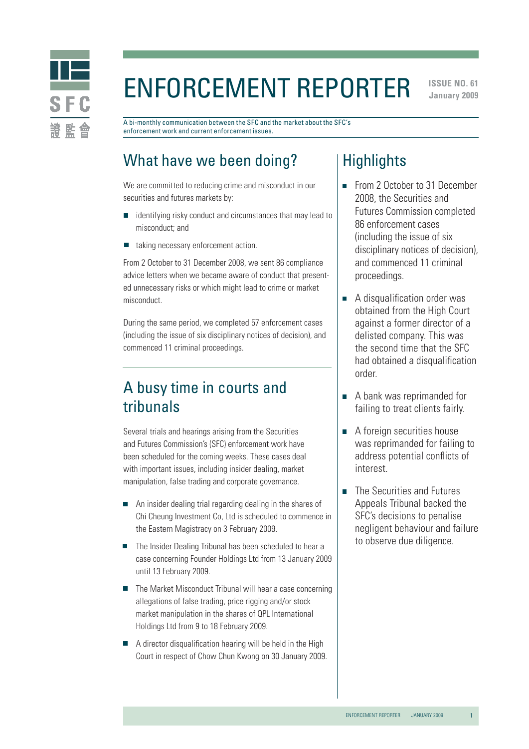# ENFORCEMENT REPORTER

**ISSUE NO. 61**
**January 2009**

A bi-monthly communication between the SFC and the market about the SFC's enforcement work and current enforcement issues.

## What have we been doing?

We are committed to reducing crime and misconduct in our securities and futures markets by:

- identifying risky conduct and circumstances that may lead to misconduct; and
- taking necessary enforcement action.

From 2 October to 31 December 2008, we sent 86 compliance advice letters when we became aware of conduct that presented unnecessary risks or which might lead to crime or market misconduct.

During the same period, we completed 57 enforcement cases (including the issue of six disciplinary notices of decision), and commenced 11 criminal proceedings.

## A busy time in courts and tribunals

Several trials and hearings arising from the Securities and Futures Commission's (SFC) enforcement work have been scheduled for the coming weeks. These cases deal with important issues, including insider dealing, market manipulation, false trading and corporate governance.

- An insider dealing trial regarding dealing in the shares of Chi Cheung Investment Co, Ltd is scheduled to commence in the Eastern Magistracy on 3 February 2009.
- The Insider Dealing Tribunal has been scheduled to hear a case concerning Founder Holdings Ltd from 13 January 2009 until 13 February 2009.
- The Market Misconduct Tribunal will hear a case concerning allegations of false trading, price rigging and/or stock market manipulation in the shares of QPL International Holdings Ltd from 9 to 18 February 2009.
- A director disqualification hearing will be held in the High Court in respect of Chow Chun Kwong on 30 January 2009.

## Highlights

- From 2 October to 31 December 2008, the Securities and Futures Commission completed 86 enforcement cases (including the issue of six disciplinary notices of decision), and commenced 11 criminal proceedings.
- A disqualification order was obtained from the High Court against a former director of a delisted company. This was the second time that the SFC had obtained a disqualification order.
- A bank was reprimanded for failing to treat clients fairly.
- A foreign securities house was reprimanded for failing to address potential conflicts of interest.
- The Securities and Futures Appeals Tribunal backed the SFC's decisions to penalise negligent behaviour and failure to observe due diligence.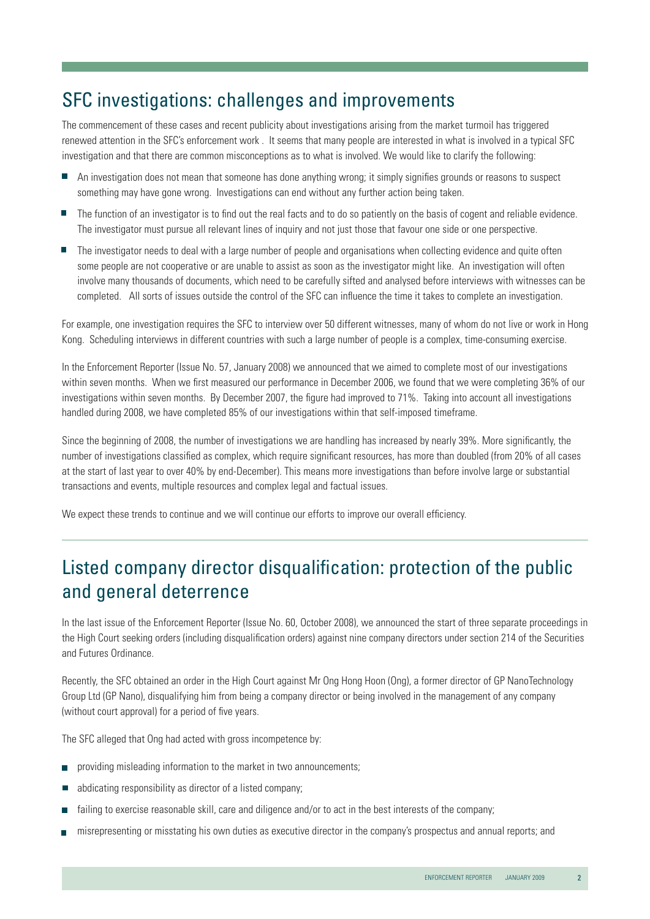## SFC investigations: challenges and improvements

The commencement of these cases and recent publicity about investigations arising from the market turmoil has triggered renewed attention in the SFC's enforcement work . It seems that many people are interested in what is involved in a typical SFC investigation and that there are common misconceptions as to what is involved. We would like to clarify the following:

- An investigation does not mean that someone has done anything wrong; it simply signifies grounds or reasons to suspect something may have gone wrong. Investigations can end without any further action being taken.
- The function of an investigator is to find out the real facts and to do so patiently on the basis of cogent and reliable evidence. The investigator must pursue all relevant lines of inquiry and not just those that favour one side or one perspective.
- The investigator needs to deal with a large number of people and organisations when collecting evidence and quite often some people are not cooperative or are unable to assist as soon as the investigator might like. An investigation will often involve many thousands of documents, which need to be carefully sifted and analysed before interviews with witnesses can be completed. All sorts of issues outside the control of the SFC can influence the time it takes to complete an investigation.

For example, one investigation requires the SFC to interview over 50 different witnesses, many of whom do not live or work in Hong Kong. Scheduling interviews in different countries with such a large number of people is a complex, time-consuming exercise.

In the Enforcement Reporter (Issue No. 57, January 2008) we announced that we aimed to complete most of our investigations within seven months. When we first measured our performance in December 2006, we found that we were completing 36% of our investigations within seven months. By December 2007, the figure had improved to 71%. Taking into account all investigations handled during 2008, we have completed 85% of our investigations within that self-imposed timeframe.

Since the beginning of 2008, the number of investigations we are handling has increased by nearly 39%. More significantly, the number of investigations classified as complex, which require significant resources, has more than doubled (from 20% of all cases at the start of last year to over 40% by end-December). This means more investigations than before involve large or substantial transactions and events, multiple resources and complex legal and factual issues.

We expect these trends to continue and we will continue our efforts to improve our overall efficiency.

## Listed company director disqualification: protection of the public and general deterrence

In the last issue of the Enforcement Reporter (Issue No. 60, October 2008), we announced the start of three separate proceedings in the High Court seeking orders (including disqualification orders) against nine company directors under section 214 of the Securities and Futures Ordinance.

Recently, the SFC obtained an order in the High Court against Mr Ong Hong Hoon (Ong), a former director of GP NanoTechnology Group Ltd (GP Nano), disqualifying him from being a company director or being involved in the management of any company (without court approval) for a period of five years.

The SFC alleged that Ong had acted with gross incompetence by:

- providing misleading information to the market in two announcements;
- abdicating responsibility as director of a listed company;
- failing to exercise reasonable skill, care and diligence and/or to act in the best interests of the company;
- misrepresenting or misstating his own duties as executive director in the company's prospectus and annual reports; and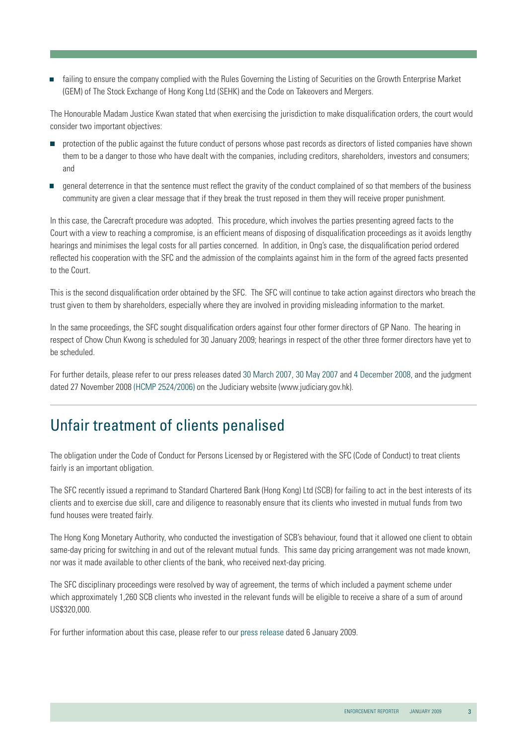- failing to ensure the company complied with the Rules Governing the Listing of Securities on the Growth Enterprise Market (GEM) of The Stock Exchange of Hong Kong Ltd (SEHK) and the Code on Takeovers and Mergers.

The Honourable Madam Justice Kwan stated that when exercising the jurisdiction to make disqualification orders, the court would consider two important objectives:

- protection of the public against the future conduct of persons whose past records as directors of listed companies have shown them to be a danger to those who have dealt with the companies, including creditors, shareholders, investors and consumers; and
- general deterrence in that the sentence must reflect the gravity of the conduct complained of so that members of the business community are given a clear message that if they break the trust reposed in them they will receive proper punishment.

In this case, the Carecraft procedure was adopted. This procedure, which involves the parties presenting agreed facts to the Court with a view to reaching a compromise, is an efficient means of disposing of disqualification proceedings as it avoids lengthy hearings and minimises the legal costs for all parties concerned. In addition, in Ong's case, the disqualification period ordered reflected his cooperation with the SFC and the admission of the complaints against him in the form of the agreed facts presented to the Court.

This is the second disqualification order obtained by the SFC. The SFC will continue to take action against directors who breach the trust given to them by shareholders, especially where they are involved in providing misleading information to the market.

In the same proceedings, the SFC sought disqualification orders against four other former directors of GP Nano. The hearing in respect of Chow Chun Kwong is scheduled for 30 January 2009; hearings in respect of the other three former directors have yet to be scheduled.

For further details, please refer to our press releases dated 30 March 2007, 30 May 2007 and 4 December 2008, and the judgment dated 27 November 2008 (HCMP 2524/2006) on the Judiciary website (www.judiciary.gov.hk).

## Unfair treatment of clients penalised

The obligation under the Code of Conduct for Persons Licensed by or Registered with the SFC (Code of Conduct) to treat clients fairly is an important obligation.

The SFC recently issued a reprimand to Standard Chartered Bank (Hong Kong) Ltd (SCB) for failing to act in the best interests of its clients and to exercise due skill, care and diligence to reasonably ensure that its clients who invested in mutual funds from two fund houses were treated fairly.

The Hong Kong Monetary Authority, who conducted the investigation of SCB's behaviour, found that it allowed one client to obtain same-day pricing for switching in and out of the relevant mutual funds. This same day pricing arrangement was not made known, nor was it made available to other clients of the bank, who received next-day pricing.

The SFC disciplinary proceedings were resolved by way of agreement, the terms of which included a payment scheme under which approximately 1,260 SCB clients who invested in the relevant funds will be eligible to receive a share of a sum of around US$320,000.

For further information about this case, please refer to our press release dated 6 January 2009.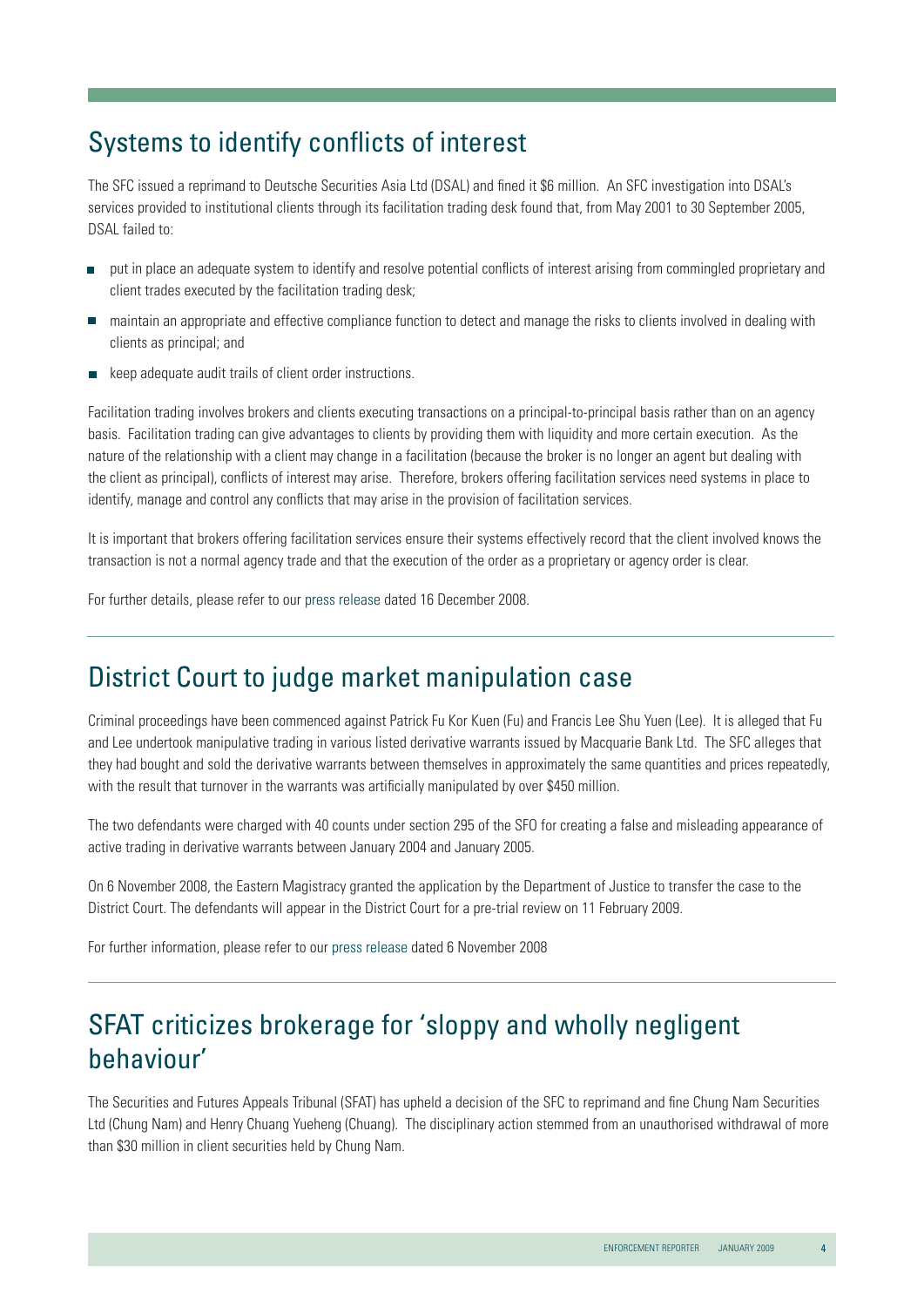## Systems to identify conflicts of interest

The SFC issued a reprimand to Deutsche Securities Asia Ltd (DSAL) and fined it $6 million. An SFC investigation into DSAL's services provided to institutional clients through its facilitation trading desk found that, from May 2001 to 30 September 2005, DSAL failed to:

- put in place an adequate system to identify and resolve potential conflicts of interest arising from commingled proprietary and client trades executed by the facilitation trading desk;
- maintain an appropriate and effective compliance function to detect and manage the risks to clients involved in dealing with clients as principal; and
- keep adequate audit trails of client order instructions.

Facilitation trading involves brokers and clients executing transactions on a principal-to-principal basis rather than on an agency basis. Facilitation trading can give advantages to clients by providing them with liquidity and more certain execution. As the nature of the relationship with a client may change in a facilitation (because the broker is no longer an agent but dealing with the client as principal), conflicts of interest may arise. Therefore, brokers offering facilitation services need systems in place to identify, manage and control any conflicts that may arise in the provision of facilitation services.

It is important that brokers offering facilitation services ensure their systems effectively record that the client involved knows the transaction is not a normal agency trade and that the execution of the order as a proprietary or agency order is clear.

For further details, please refer to our press release dated 16 December 2008.

## District Court to judge market manipulation case

Criminal proceedings have been commenced against Patrick Fu Kor Kuen (Fu) and Francis Lee Shu Yuen (Lee). It is alleged that Fu and Lee undertook manipulative trading in various listed derivative warrants issued by Macquarie Bank Ltd. The SFC alleges that they had bought and sold the derivative warrants between themselves in approximately the same quantities and prices repeatedly, with the result that turnover in the warrants was artificially manipulated by over $450 million.

The two defendants were charged with 40 counts under section 295 of the SFO for creating a false and misleading appearance of active trading in derivative warrants between January 2004 and January 2005.

On 6 November 2008, the Eastern Magistracy granted the application by the Department of Justice to transfer the case to the District Court. The defendants will appear in the District Court for a pre-trial review on 11 February 2009.

For further information, please refer to our press release dated 6 November 2008

## SFAT criticizes brokerage for 'sloppy and wholly negligent behaviour'

The Securities and Futures Appeals Tribunal (SFAT) has upheld a decision of the SFC to reprimand and fine Chung Nam Securities Ltd (Chung Nam) and Henry Chuang Yueheng (Chuang). The disciplinary action stemmed from an unauthorised withdrawal of more than $30 million in client securities held by Chung Nam.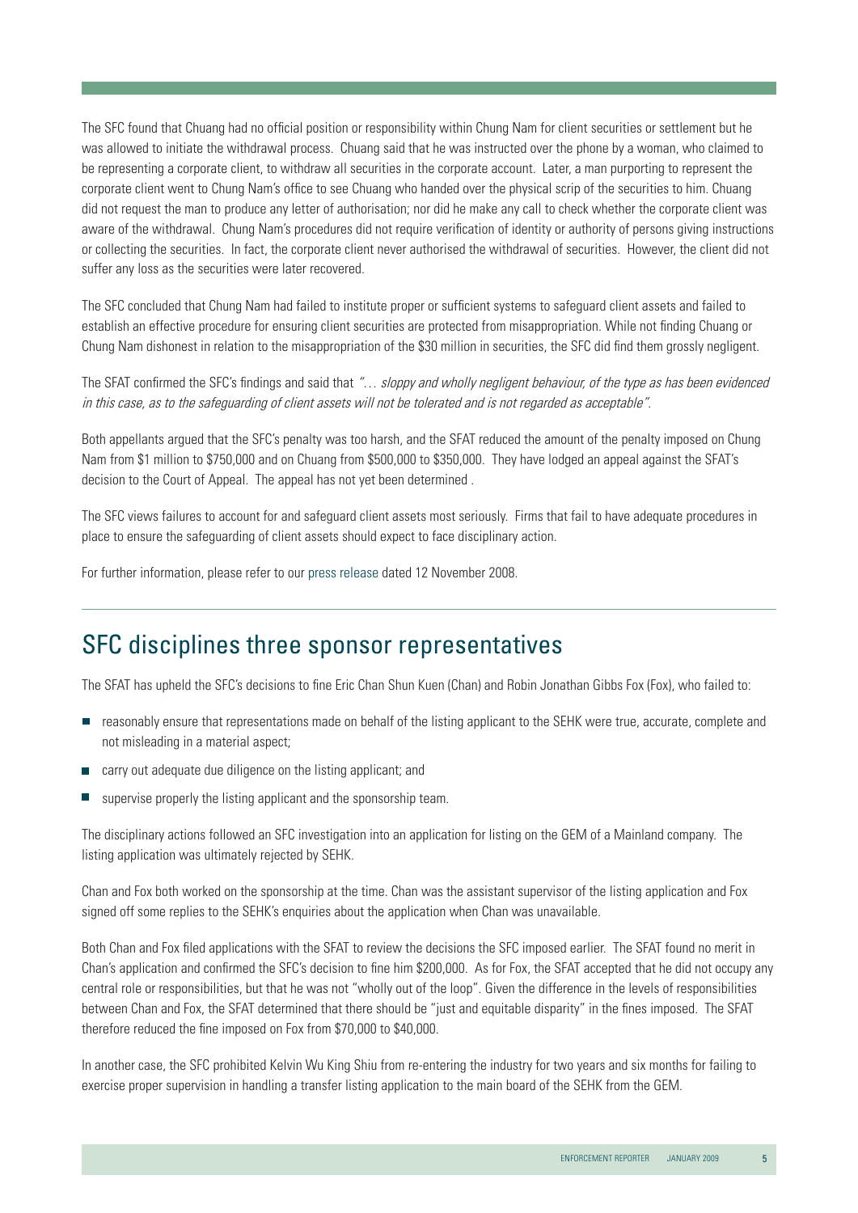The SFC found that Chuang had no official position or responsibility within Chung Nam for client securities or settlement but he was allowed to initiate the withdrawal process. Chuang said that he was instructed over the phone by a woman, who claimed to be representing a corporate client, to withdraw all securities in the corporate account. Later, a man purporting to represent the corporate client went to Chung Nam's office to see Chuang who handed over the physical scrip of the securities to him. Chuang did not request the man to produce any letter of authorisation; nor did he make any call to check whether the corporate client was aware of the withdrawal. Chung Nam's procedures did not require verification of identity or authority of persons giving instructions or collecting the securities. In fact, the corporate client never authorised the withdrawal of securities. However, the client did not suffer any loss as the securities were later recovered.

The SFC concluded that Chung Nam had failed to institute proper or sufficient systems to safeguard client assets and failed to establish an effective procedure for ensuring client securities are protected from misappropriation. While not finding Chuang or Chung Nam dishonest in relation to the misappropriation of the $30 million in securities, the SFC did find them grossly negligent.

The SFAT confirmed the SFC's findings and said that *"… sloppy and wholly negligent behaviour, of the type as has been evidenced in this case, as to the safeguarding of client assets will not be tolerated and is not regarded as acceptable"*.

Both appellants argued that the SFC's penalty was too harsh, and the SFAT reduced the amount of the penalty imposed on Chung Nam from $1 million to $750,000 and on Chuang from $500,000 to $350,000. They have lodged an appeal against the SFAT's decision to the Court of Appeal. The appeal has not yet been determined .

The SFC views failures to account for and safeguard client assets most seriously. Firms that fail to have adequate procedures in place to ensure the safeguarding of client assets should expect to face disciplinary action.

For further information, please refer to our press release dated 12 November 2008.

## SFC disciplines three sponsor representatives

The SFAT has upheld the SFC's decisions to fine Eric Chan Shun Kuen (Chan) and Robin Jonathan Gibbs Fox (Fox), who failed to:

- reasonably ensure that representations made on behalf of the listing applicant to the SEHK were true, accurate, complete and not misleading in a material aspect;
- carry out adequate due diligence on the listing applicant; and
- supervise properly the listing applicant and the sponsorship team.

The disciplinary actions followed an SFC investigation into an application for listing on the GEM of a Mainland company. The listing application was ultimately rejected by SEHK.

Chan and Fox both worked on the sponsorship at the time. Chan was the assistant supervisor of the listing application and Fox signed off some replies to the SEHK's enquiries about the application when Chan was unavailable.

Both Chan and Fox filed applications with the SFAT to review the decisions the SFC imposed earlier. The SFAT found no merit in Chan's application and confirmed the SFC's decision to fine him $200,000. As for Fox, the SFAT accepted that he did not occupy any central role or responsibilities, but that he was not "wholly out of the loop". Given the difference in the levels of responsibilities between Chan and Fox, the SFAT determined that there should be "just and equitable disparity" in the fines imposed. The SFAT therefore reduced the fine imposed on Fox from $70,000 to $40,000.

In another case, the SFC prohibited Kelvin Wu King Shiu from re-entering the industry for two years and six months for failing to exercise proper supervision in handling a transfer listing application to the main board of the SEHK from the GEM.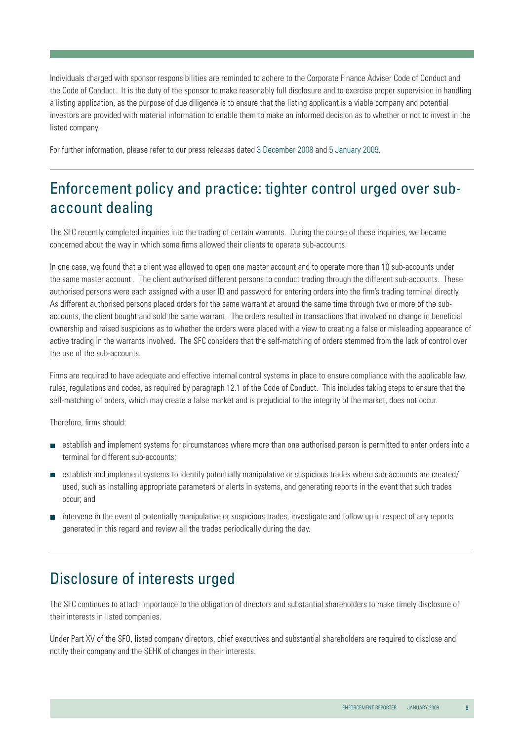Individuals charged with sponsor responsibilities are reminded to adhere to the Corporate Finance Adviser Code of Conduct and the Code of Conduct. It is the duty of the sponsor to make reasonably full disclosure and to exercise proper supervision in handling a listing application, as the purpose of due diligence is to ensure that the listing applicant is a viable company and potential investors are provided with material information to enable them to make an informed decision as to whether or not to invest in the listed company.

For further information, please refer to our press releases dated 3 December 2008 and 5 January 2009.

## Enforcement policy and practice: tighter control urged over sub-account dealing

The SFC recently completed inquiries into the trading of certain warrants. During the course of these inquiries, we became concerned about the way in which some firms allowed their clients to operate sub-accounts.

In one case, we found that a client was allowed to open one master account and to operate more than 10 sub-accounts under the same master account . The client authorised different persons to conduct trading through the different sub-accounts. These authorised persons were each assigned with a user ID and password for entering orders into the firm's trading terminal directly. As different authorised persons placed orders for the same warrant at around the same time through two or more of the sub-accounts, the client bought and sold the same warrant. The orders resulted in transactions that involved no change in beneficial ownership and raised suspicions as to whether the orders were placed with a view to creating a false or misleading appearance of active trading in the warrants involved. The SFC considers that the self-matching of orders stemmed from the lack of control over the use of the sub-accounts.

Firms are required to have adequate and effective internal control systems in place to ensure compliance with the applicable law, rules, regulations and codes, as required by paragraph 12.1 of the Code of Conduct. This includes taking steps to ensure that the self-matching of orders, which may create a false market and is prejudicial to the integrity of the market, does not occur.

Therefore, firms should:

- establish and implement systems for circumstances where more than one authorised person is permitted to enter orders into a terminal for different sub-accounts;
- establish and implement systems to identify potentially manipulative or suspicious trades where sub-accounts are created/used, such as installing appropriate parameters or alerts in systems, and generating reports in the event that such trades occur; and
- intervene in the event of potentially manipulative or suspicious trades, investigate and follow up in respect of any reports generated in this regard and review all the trades periodically during the day.

## Disclosure of interests urged

The SFC continues to attach importance to the obligation of directors and substantial shareholders to make timely disclosure of their interests in listed companies.

Under Part XV of the SFO, listed company directors, chief executives and substantial shareholders are required to disclose and notify their company and the SEHK of changes in their interests.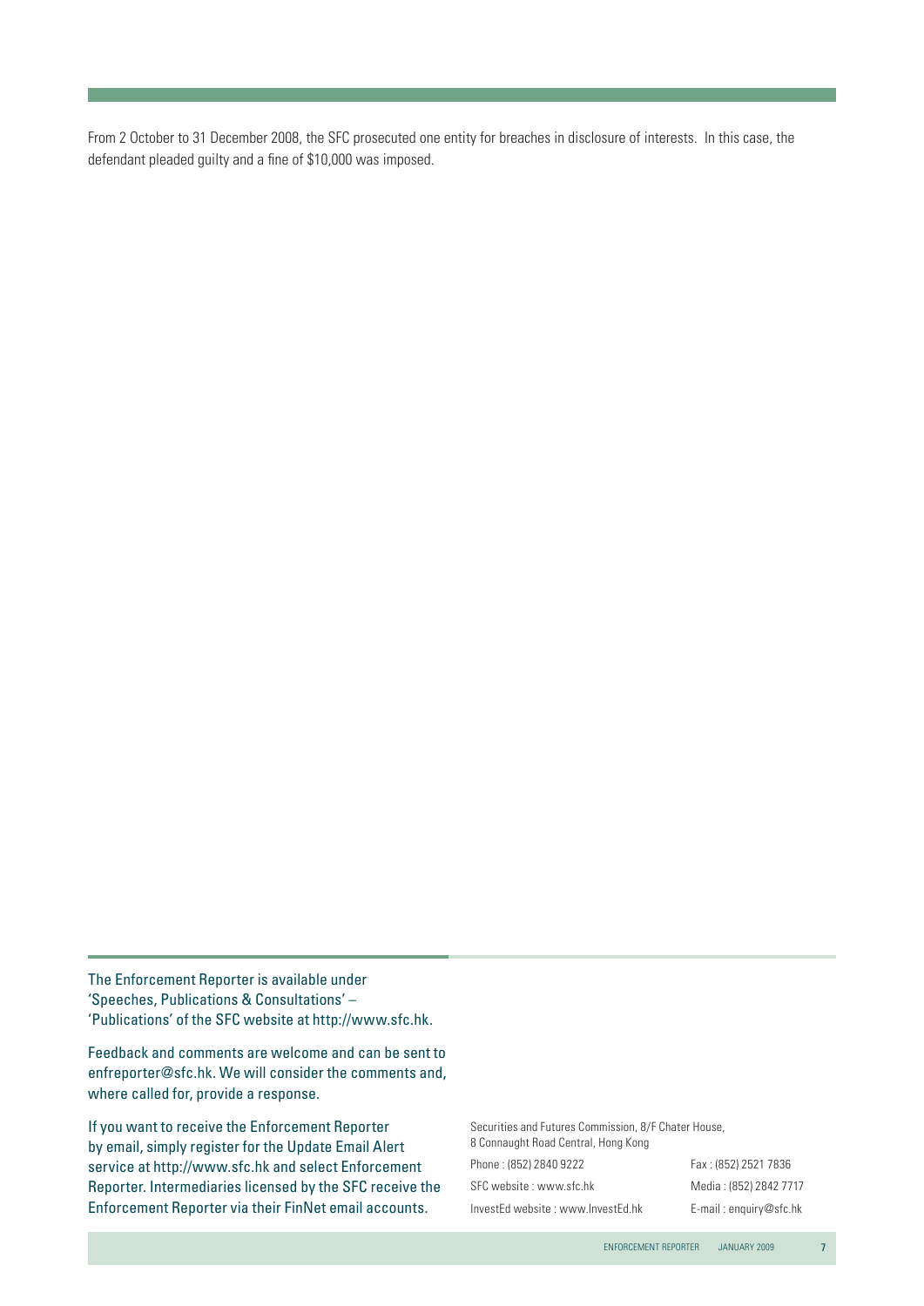From 2 October to 31 December 2008, the SFC prosecuted one entity for breaches in disclosure of interests. In this case, the defendant pleaded guilty and a fine of $10,000 was imposed.

The Enforcement Reporter is available under 'Speeches, Publications & Consultations' – 'Publications' of the SFC website at http://www.sfc.hk.

Feedback and comments are welcome and can be sent to enfreporter@sfc.hk. We will consider the comments and, where called for, provide a response.

If you want to receive the Enforcement Reporter by email, simply register for the Update Email Alert service at http://www.sfc.hk and select Enforcement Reporter. Intermediaries licensed by the SFC receive the Enforcement Reporter via their FinNet email accounts.

Securities and Futures Commission, 8/F Chater House, 8 Connaught Road Central, Hong Kong

Phone : (852) 2840 9222

Fax : (852) 2521 7836

SFC website : www.sfc.hk

Media : (852) 2842 7717

InvestEd website : www.InvestEd.hk

E-mail : enquiry@sfc.hk